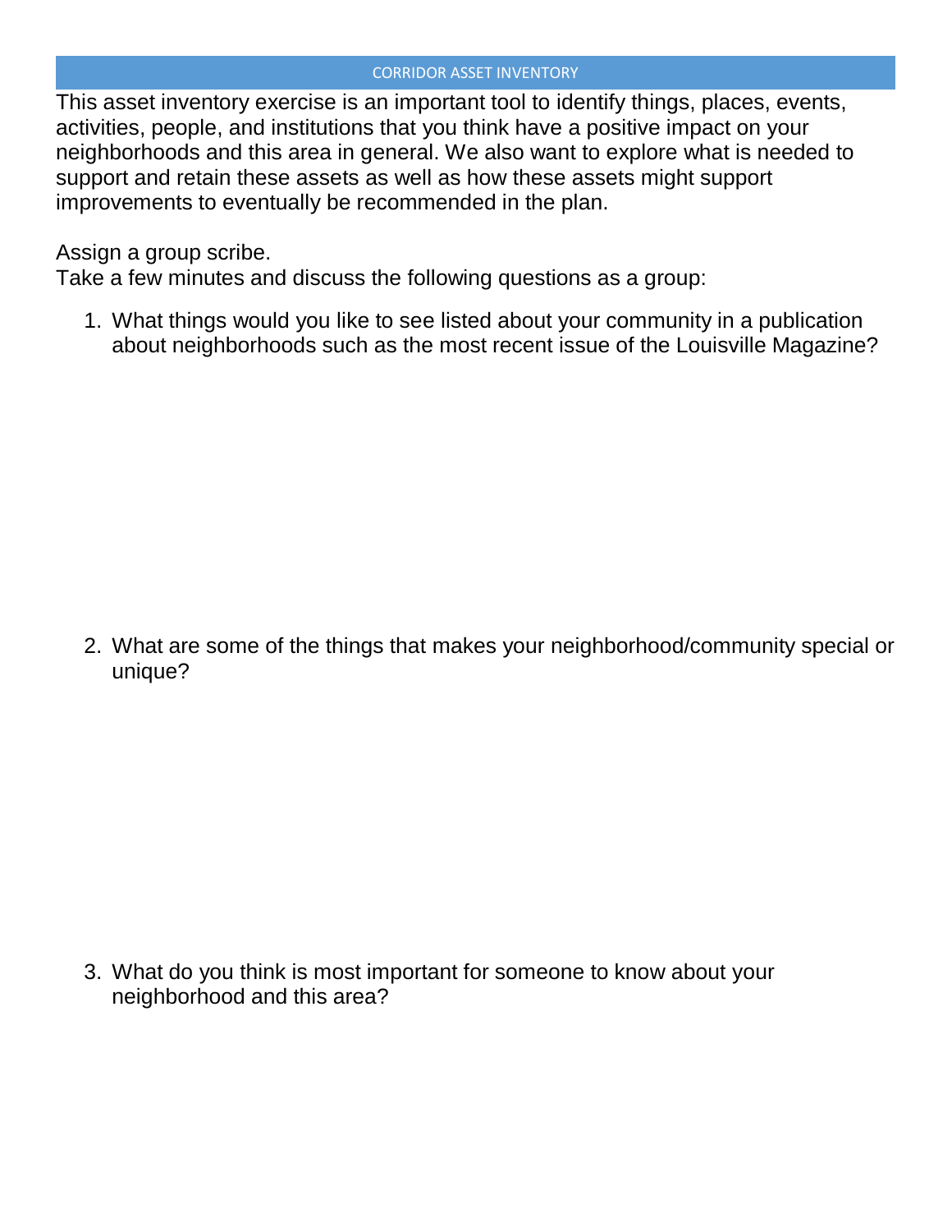# CORRIDOR ASSET INVENTORY

This asset inventory exercise is an important tool to identify things, places, events, activities, people, and institutions that you think have a positive impact on your neighborhoods and this area in general. We also want to explore what is needed to support and retain these assets as well as how these assets might support improvements to eventually be recommended in the plan.

Assign a group scribe.
Take a few minutes and discuss the following questions as a group:

1. What things would you like to see listed about your community in a publication about neighborhoods such as the most recent issue of the Louisville Magazine?

2. What are some of the things that makes your neighborhood/community special or unique?

3. What do you think is most important for someone to know about your neighborhood and this area?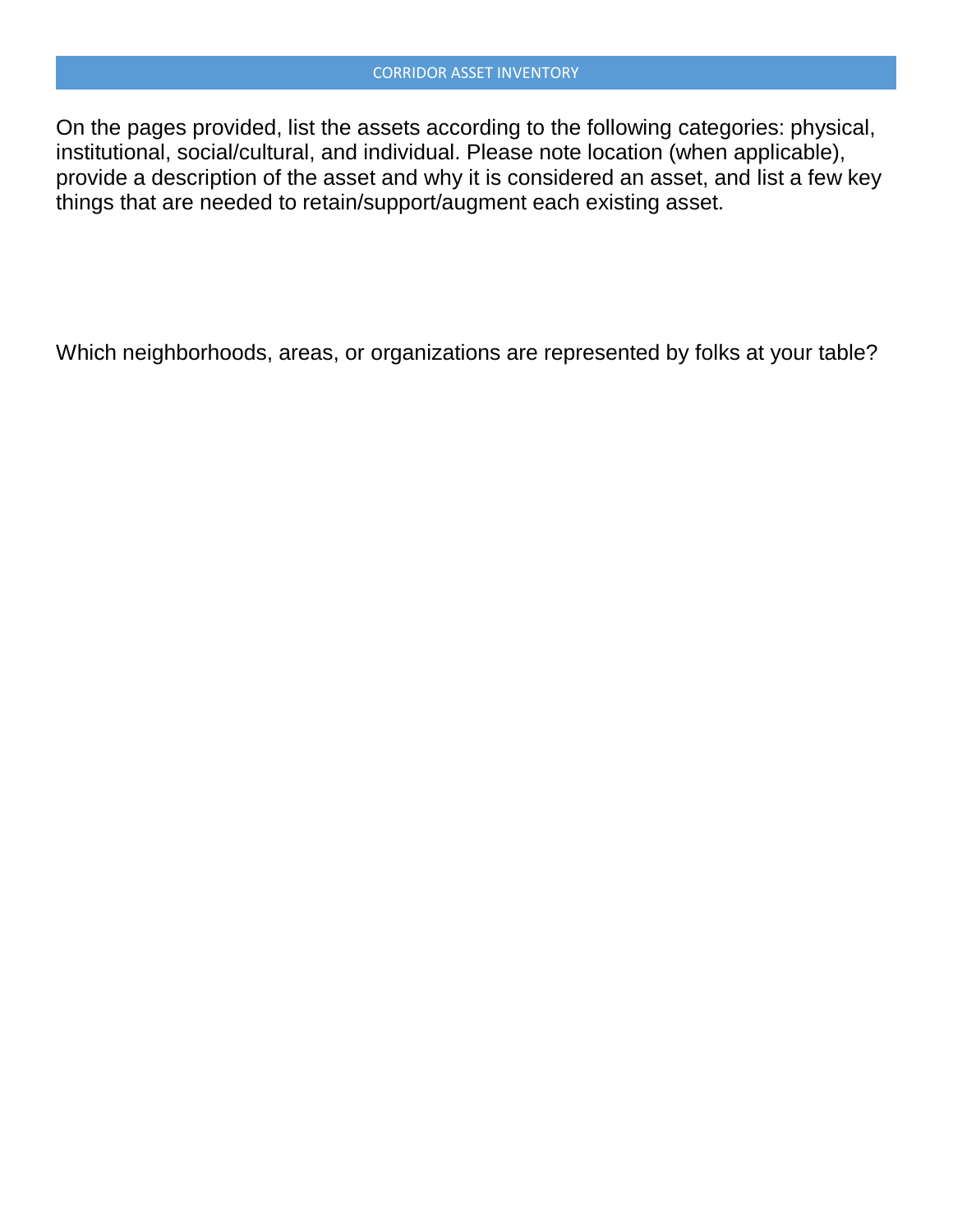## CORRIDOR ASSET INVENTORY

On the pages provided, list the assets according to the following categories: physical, institutional, social/cultural, and individual. Please note location (when applicable), provide a description of the asset and why it is considered an asset, and list a few key things that are needed to retain/support/augment each existing asset.

Which neighborhoods, areas, or organizations are represented by folks at your table?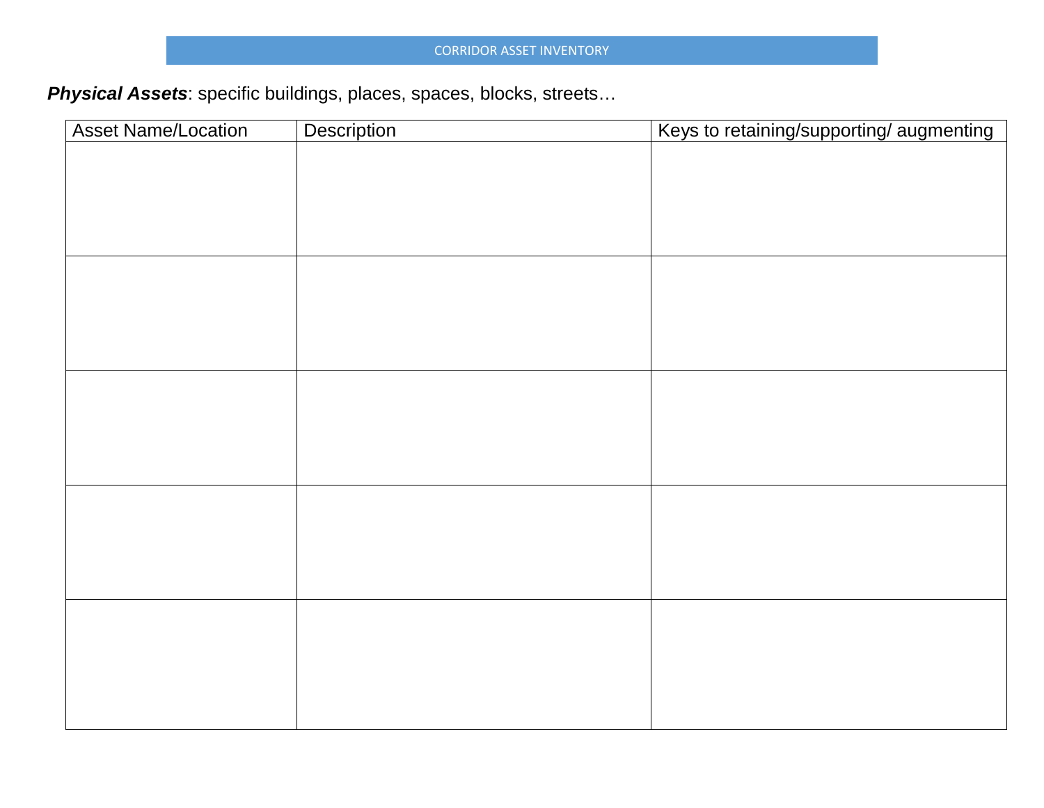# CORRIDOR ASSET INVENTORY

***Physical Assets***: specific buildings, places, spaces, blocks, streets…

| Asset Name/Location | Description | Keys to retaining/supporting/ augmenting |
|---|---|---|
| | | |
| | | |
| | | |
| | | |
| | | |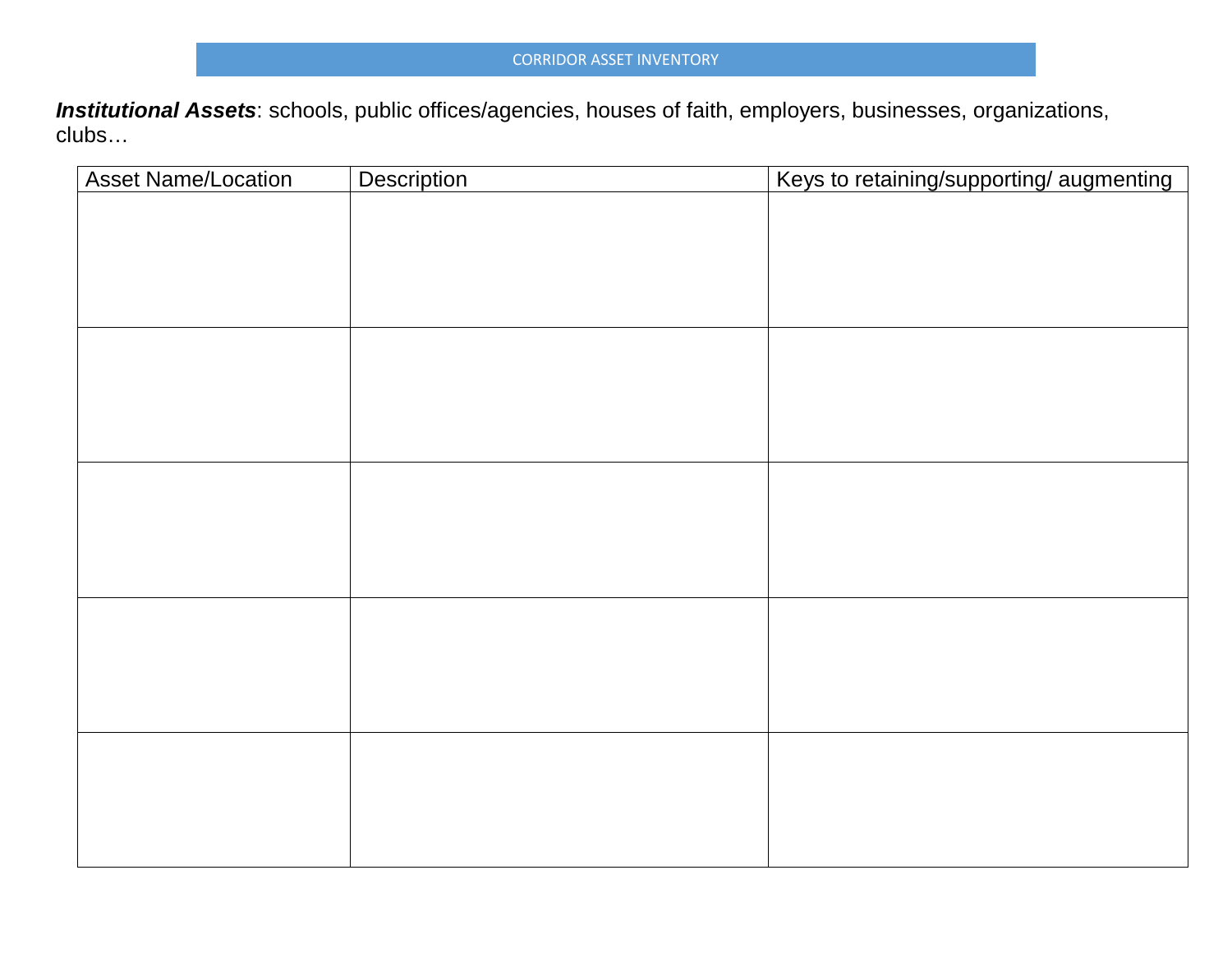CORRIDOR ASSET INVENTORY

***Institutional Assets***: schools, public offices/agencies, houses of faith, employers, businesses, organizations, clubs…

| Asset Name/Location | Description | Keys to retaining/supporting/ augmenting |
|---|---|---|
| | | |
| | | |
| | | |
| | | |
| | | |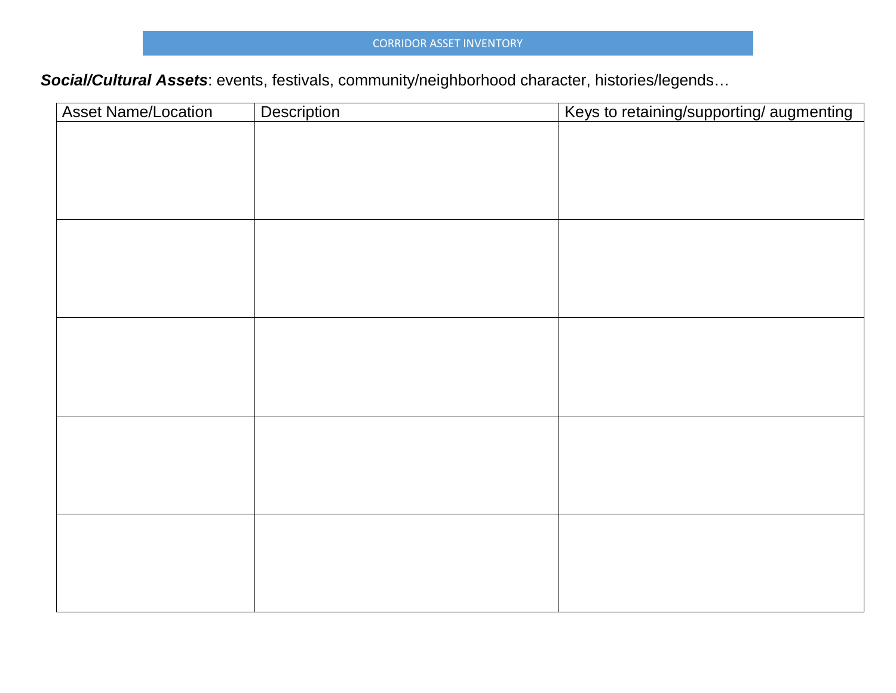CORRIDOR ASSET INVENTORY

***Social/Cultural Assets***: events, festivals, community/neighborhood character, histories/legends…

| Asset Name/Location | Description | Keys to retaining/supporting/ augmenting |
|---|---|---|
| | | |
| | | |
| | | |
| | | |
| | | |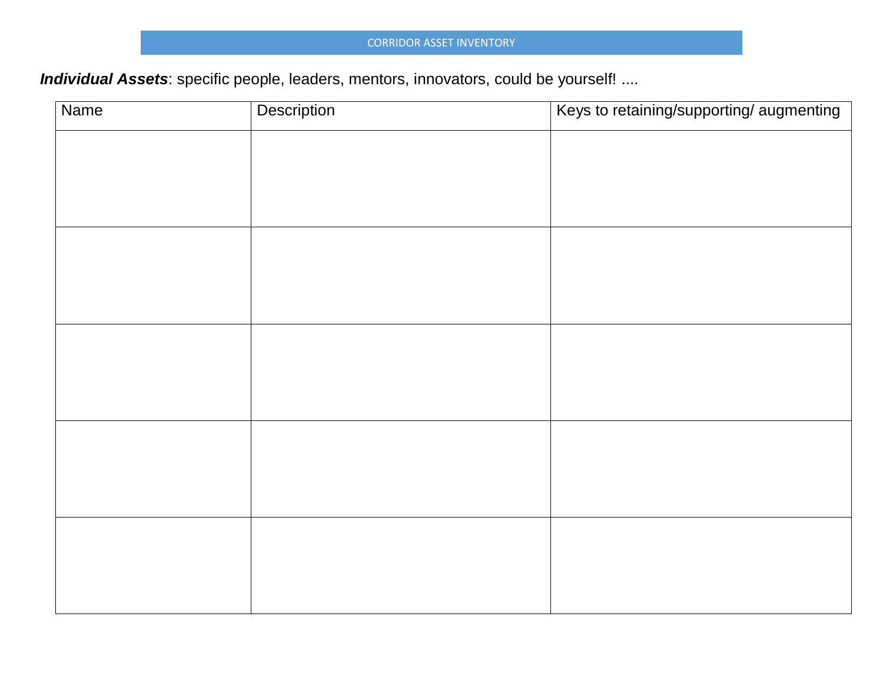CORRIDOR ASSET INVENTORY

***Individual Assets***: specific people, leaders, mentors, innovators, could be yourself! ....

| Name | Description | Keys to retaining/supporting/ augmenting |
|---|---|---|
| | | |
| | | |
| | | |
| | | |
| | | |